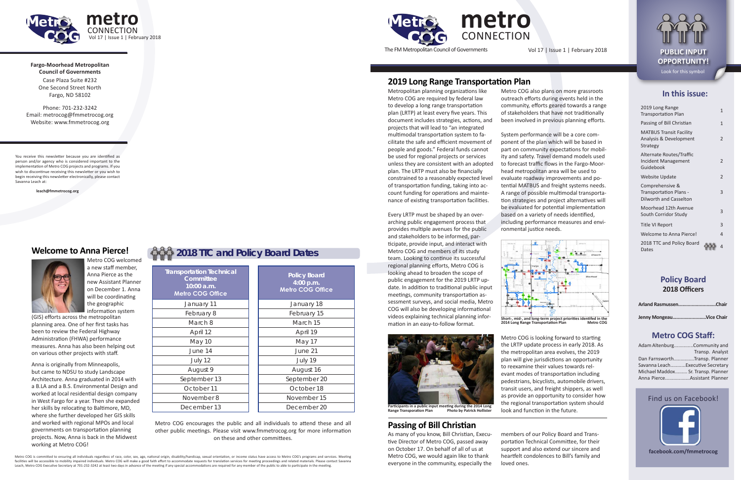# metro CONNECTION

The FM Metropolitan Council of Governments

Vol 17 | Issue 1 | February 2018

**PUBLIC INPUT OPPORTUNITY!**
Look for this symbol

## 2019 Long Range Transportation Plan

Metropolitan planning organizations like Metro COG are required by federal law to develop a long range transportation plan (LRTP) at least every five years. This document includes strategies, actions, and projects that will lead to "an integrated multimodal transportation system to facilitate the safe and efficient movement of people and goods." Federal funds cannot be used for regional projects or services unless they are consistent with an adopted plan. The LRTP must also be financially constrained to a reasonably expected level of transportation funding, taking into account funding for operations and maintenance of existing transportation facilities.

Every LRTP must be shaped by an overarching public engagement process that provides multiple avenues for the public and stakeholders to be informed, participate, provide input, and interact with Metro COG and members of its study team. Looking to continue its successful regional planning efforts, Metro COG is looking ahead to broaden the scope of public engagement for the 2019 LRTP update. In addition to traditional public input meetings, community transportation assessment surveys, and social media, Metro COG will also be developing informational videos explaining technical planning information in an easy-to-follow format.

Participants in a public input meeting during the 2014 Long Range Transporation Plan — Photo by Patrick Hollister

Metro COG also plans on more grassroots outreach efforts during events held in the community, efforts geared towards a range of stakeholders that have not traditionally been involved in previous planning efforts.

System performance will be a core component of the plan which will be based in part on community expectations for mobility and safety. Travel demand models used to forecast traffic flows in the Fargo-Moorhead metropolitan area will be used to evaluate roadway improvements and potential MATBUS and freight systems needs. A range of possible multimodal transportation strategies and project alternatives will be evaluated for potential implementation based on a variety of needs identified, including performance measures and environmental justice needs.

Short-, mid-, and long-term project priorities identifed in the 2014 Long Range Transportation Plan — Metro COG

Metro COG is looking forward to starting the LRTP update process in early 2018. As the metropolitan area evolves, the 2019 plan will give jurisdictions an opportunity to reexamine their values towards relevant modes of transportation including pedestrians, bicyclists, automobile drivers, transit users, and freight shippers, as well as provide an opportunity to consider how the regional transportation system should look and function in the future.

## Passing of Bill Christian

As many of you know, Bill Christian, Executive Director of Metro COG, passed away on October 17. On behalf of all of us at Metro COG, we would again like to thank everyone in the community, especially the members of our Policy Board and Transportation Technical Committee, for their support and also extend our sincere and heartfelt condolences to Bill's family and loved ones.

## In this issue:

| Article | Page |
|---|---|
| 2019 Long Range Transportation Plan | 1 |
| Passing of Bill Christian | 1 |
| MATBUS Transit Facility Analysis & Development Strategy | 2 |
| Alternate Routes/Traffic Incident Management Guidebook | 2 |
| Website Update | 2 |
| Comprehensive & Transportation Plans - Dilworth and Casselton | 3 |
| Moorhead 12th Avenue South Corridor Study | 3 |
| Title VI Report | 3 |
| Welcome to Anna Pierce! | 4 |
| 2018 TTC and Policy Board Dates | 4 |

### Policy Board 2018 Officers

**Arland Rasmussen............................Chair**

**Jenny Mongeau.........................Vice Chair**

### Metro COG Staff:

Adam Altenburg..............Community and Transp. Analyst
Dan Farnsworth...............Transp. Planner
Savanna Leach...........Executive Secretary
Michael Maddox......... Sr. Transp. Planner
Anna Pierce..................Assistant Planner

Find us on Facebook!

**facebook.com/fmmetrocog**

---

# metro CONNECTION

Vol 17 | Issue 1 | February 2018

**Fargo-Moorhead Metropolitan Council of Governments**
Case Plaza Suite #232
One Second Street North
Fargo, ND 58102

Phone: 701-232-3242
Email: metrocog@fmmetrocog.org
Website: www.fmmetrocog.org

You receive this newsletter because you are identified as person and/or agency who is considered important to the implementation of Metro COG projects and programs. If you wish to discontinue receiving this newsletter or you wish to begin receiving this newsletter electronically, please contact Savanna Leach at:

**leach@fmmetrocog.org**

## Welcome to Anna Pierce!

Metro COG welcomed a new staff member, Anna Pierce as the new Assistant Planner on December 1. Anna will be coordinating the geographic information system (GIS) efforts across the metropolitan planning area. One of her first tasks has been to review the Federal Highway Administration (FHWA) performance measures. Anna has also been helping out on various other projects with staff.

Anna is originally from Minneapolis, but came to NDSU to study Landscape Architecture. Anna graduated in 2014 with a B.LA and a B.S. Environmental Design and worked at local residential design company in West Fargo for a year. Then she expanded her skills by relocating to Baltimore, MD, where she further developed her GIS skills and worked with regional MPOs and local governments on transportation planning projects. Now, Anna is back in the Midwest working at Metro COG!

## 2018 TTC and Policy Board Dates

| Transportation Technical Committee 10:00 a.m. Metro COG Office | Policy Board 4:00 p.m. Metro COG Office |
|---|---|
| January 11 | January 18 |
| February 8 | February 15 |
| March 8 | March 15 |
| April 12 | April 19 |
| May 10 | May 17 |
| June 14 | June 21 |
| July 12 | July 19 |
| August 9 | August 16 |
| September 13 | September 20 |
| October 11 | October 18 |
| November 8 | November 15 |
| December 13 | December 20 |

Metro COG encourages the public and all individuals to attend these and all other public meetings. Please visit www.fmmetrocog.org for more information on these and other committees.

Metro COG is committed to ensuring all individuals regardless of race, color, sex, age, national origin, disability/handicap, sexual orientation, or income status have access to Metro COG's programs and services. Meeting facilities will be accessible to mobility impaired individuals. Metro COG will make a good faith effort to accommodate requests for translation services for meeting proceedings and related materials. Please contact Savanna Leach, Metro COG Executive Secretary at 701-232-3242 at least two days in advance of the meeting if any special accommodations are required for any member of the public to be able to participate in the meeting.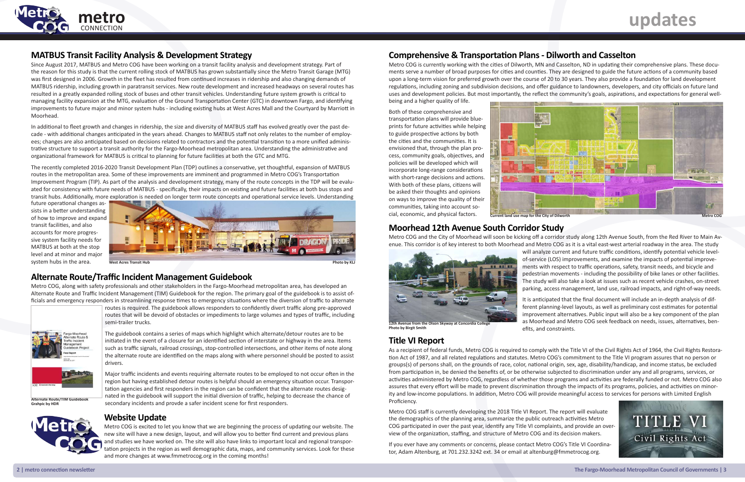## MATBUS Transit Facility Analysis & Development Strategy

Since August 2017, MATBUS and Metro COG have been working on a transit facility analysis and development strategy. Part of the reason for this study is that the current rolling stock of MATBUS has grown substantially since the Metro Transit Garage (MTG) was first designed in 2006. Growth in the fleet has resulted from continued increases in ridership and also changing demands of MATBUS ridership, including growth in paratransit services. New route development and increased headways on several routes has resulted in a greatly expanded rolling stock of buses and other transit vehicles. Understanding future system growth is critical to managing facility expansion at the MTG, evaluation of the Ground Transportation Center (GTC) in downtown Fargo, and identifying improvements to future major and minor system hubs - including existing hubs at West Acres Mall and the Courtyard by Marriott in Moorhead.

In additional to fleet growth and changes in ridership, the size and diversity of MATBUS staff has evolved greatly over the past decade - with additional changes anticipated in the years ahead. Changes to MATBUS staff not only relates to the number of employees; changes are also anticipated based on decisions related to contractors and the potential transition to a more unified administrative structure to support a transit authority for the Fargo-Moorhead metropolitan area. Understanding the administrative and organizational framework for MATBUS is critical to planning for future facilities at both the GTC and MTG.

The recently completed 2016-2020 Transit Development Plan (TDP) outlines a conservative, yet thoughtful, expansion of MATBUS routes in the metropolitan area. Some of these improvements are imminent and programmed in Metro COG's Transportation Improvement Program (TIP). As part of the analysis and development strategy, many of the route concepts in the TDP will be evaluated for consistency with future needs of MATBUS - specifically, their impacts on existing and future facilities at both bus stops and transit hubs. Additionally, more exploration is needed on longer term route concepts and operational service levels. Understanding future operational changes assists in a better understanding of how to improve and expand transit facilities, and also accounts for more progressive system facility needs for MATBUS at both at the stop level and at minor and major system hubs in the area.

West Acres Transit Hub — Photo by KLJ

## Alternate Route/Traffic Incident Management Guidebook

Metro COG, along with safety professionals and other stakeholders in the Fargo-Moorhead metropolitan area, has developed an Alternate Route and Traffic Incident Management (TIM) Guidebook for the region. The primary goal of the guidebook is to assist officials and emergency responders in streamlining response times to emergency situations where the diversion of traffic to alternate routes is required. The guidebook allows responders to confidently divert traffic along pre-approved routes that will be devoid of obstacles or impediments to large volumes and types of traffic, including semi-trailer trucks.

The guidebook contains a series of maps which highlight which alternate/detour routes are to be initiated in the event of a closure for an identified section of interstate or highway in the area. Items such as traffic signals, railroad crossings, stop-controlled intersections, and other items of note along the alternate route are identified on the maps along with where personnel should be posted to assist drivers.

Major traffic incidents and events requiring alternate routes to be employed to not occur often in the region but having established detour routes is helpful should an emergency situation occur. Transportation agencies and first responders in the region can be confident that the alternate routes designated in the guidebook will support the initial diversion of traffic, helping to decrease the chance of secondary incidents and provde a safer incident scene for first responders.

Alternate Route/TIM Guidebook Grahpic by HDR

## Website Update

Metro COG is excited to let you know that we are beginning the process of updating our website. The new site will have a new design, layout, and will allow you to better find current and previous plans and studies we have worked on. The site will also have links to important local and regional transportation projects in the region as well demographic data, maps, and community services. Look for these and more changes at www.fmmetrocog.org in the coming months!

## Comprehensive & Transportation Plans - Dilworth and Casselton

Metro COG is currently working with the cities of Dilworth, MN and Casselton, ND in updating their comprehensive plans. These documents serve a number of broad purposes for cities and counties. They are designed to guide the future actions of a community based upon a long-term vision for preferred growth over the course of 20 to 30 years. They also provide a foundation for land development regulations, including zoning and subdivision decisions, and offer guidance to landowners, developers, and city officials on future land uses and development policies. But most importantly, the reflect the community's goals, aspirations, and expectations for general well-being and a higher quality of life.

Both of these comprehensive and transportation plans will provide blueprints for future activities while helping to guide prospective actions by both the cities and the communities. It is envisioned that, through the plan process, community goals, objectives, and policies will be developed which will incorporate long-range considerations with short-range decisions and actions. With both of these plans, citizens will be asked their thoughts and opinions on ways to improve the quality of their communities, taking into account social, economic, and physical factors.

Current land use map for the City of Dilworth — Metro COG

## Moorhead 12th Avenue South Corridor Study

Metro COG and the City of Moorhead will soon be kicking off a corridor study along 12th Avenue South, from the Red River to Main Avenue. This corridor is of key interest to both Moorhead and Metro COG as it is a vital east-west arterial roadway in the area. The study will analyze current and future traffic conditions, identify potential vehicle level-of-service (LOS) improvements, and examine the impacts of potential improvements with respect to traffic operations, safety, transit needs, and bicycle and pedestrian movements - including the possibility of bike lanes or other facilities. The study will also take a look at issues such as recent vehicle crashes, on-street parking, access management, land use, railroad impacts, and right-of-way needs.

It is anticipated that the final document will include an in-depth analysis of different planning-level layouts, as well as preliminary cost estimates for potential improvement alternatives. Public input will also be a key component of the plan as Moorhead and Metro COG seek feedback on needs, issues, alternatives, benefits, and constraints.

12th Avenue from the Olson Skyway at Concordia College
Photo by Birgit Smith

## Title VI Report

As a recipient of federal funds, Metro COG is required to comply with the Title VI of the Civil Rights Act of 1964, the Civil Rights Restoration Act of 1987, and all related regulations and statutes. Metro COG's commitment to the Title VI program assures that no person or group(s) of persons shall, on the grounds of race, color, national origin, sex, age, disability/handicap, and income status, be excluded from participation in, be denied the benefits of, or be otherwise subjected to discrimination under any and all programs, services, or activities administered by Metro COG, regardless of whether those programs and activities are federally funded or not. Metro COG also assures that every effort will be made to prevent discrimination through the impacts of its programs, policies, and activities on minority and low-income populations. In addition, Metro COG will provide meaningful access to services for persons with Limited English Proficiency.

Metro COG staff is currently developing the 2018 Title VI Report. The report will evaluate the demographics of the planning area, summarize the public outreach activities Metro COG participated in over the past year, identify any Title VI complaints, and provide an overview of the organization, staffing, and structure of Metro COG and its decision makers.

If you ever have any comments or concerns, please contact Metro COG's Title VI Coordinator, Adam Altenburg, at 701.232.3242 ext. 34 or email at altenburg@fmmetrocog.org.